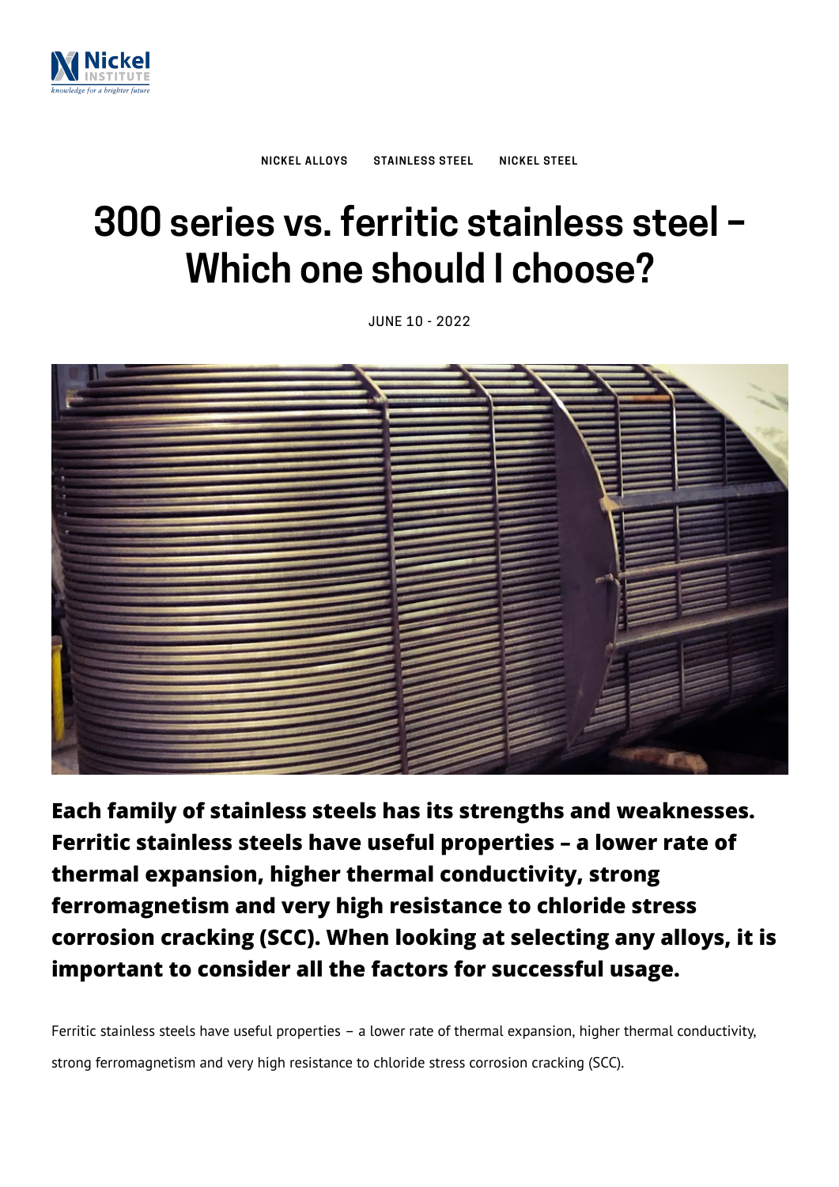NICKEL ALLOYS STAINLESS STEEL NICKEL STEEL

# 300 series vs. ferritic stainless steel – Which one should I choose?

JUNE 10 - 2022

**Each family of stainless steels has its strengths and weaknesses. Ferritic stainless steels have useful properties – a lower rate of thermal expansion, higher thermal conductivity, strong ferromagnetism and very high resistance to chloride stress corrosion cracking (SCC). When looking at selecting any alloys, it is important to consider all the factors for successful usage.**

Ferritic stainless steels have useful properties – a lower rate of thermal expansion, higher thermal conductivity, strong ferromagnetism and very high resistance to chloride stress corrosion cracking (SCC).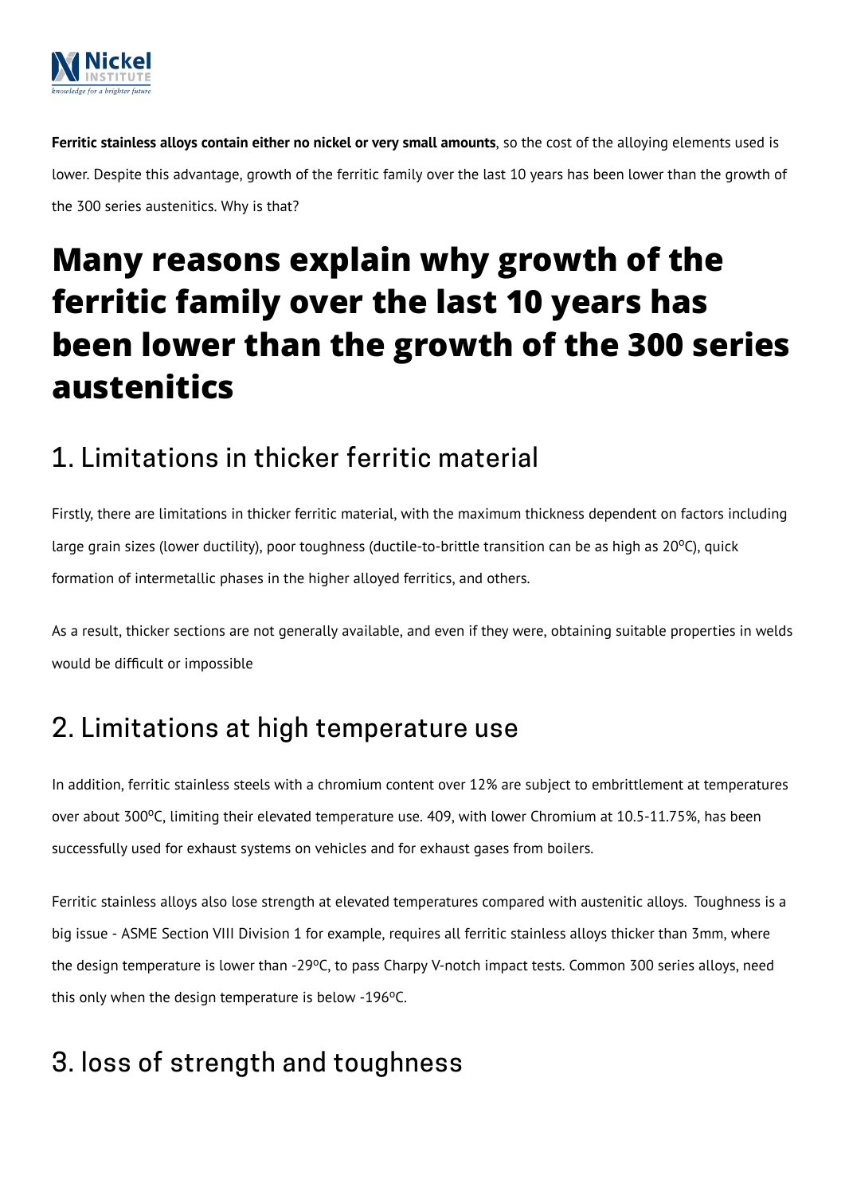**Ferritic stainless alloys contain either no nickel or very small amounts**, so the cost of the alloying elements used is lower. Despite this advantage, growth of the ferritic family over the last 10 years has been lower than the growth of the 300 series austenitics. Why is that?

# Many reasons explain why growth of the ferritic family over the last 10 years has been lower than the growth of the 300 series austenitics

## 1. Limitations in thicker ferritic material

Firstly, there are limitations in thicker ferritic material, with the maximum thickness dependent on factors including large grain sizes (lower ductility), poor toughness (ductile-to-brittle transition can be as high as 20ºC), quick formation of intermetallic phases in the higher alloyed ferritics, and others.

As a result, thicker sections are not generally available, and even if they were, obtaining suitable properties in welds would be difficult or impossible

## 2. Limitations at high temperature use

In addition, ferritic stainless steels with a chromium content over 12% are subject to embrittlement at temperatures over about 300ºC, limiting their elevated temperature use. 409, with lower Chromium at 10.5-11.75%, has been successfully used for exhaust systems on vehicles and for exhaust gases from boilers.

Ferritic stainless alloys also lose strength at elevated temperatures compared with austenitic alloys. Toughness is a big issue - ASME Section VIII Division 1 for example, requires all ferritic stainless alloys thicker than 3mm, where the design temperature is lower than -29ºC, to pass Charpy V-notch impact tests. Common 300 series alloys, need this only when the design temperature is below -196ºC.

## 3. loss of strength and toughness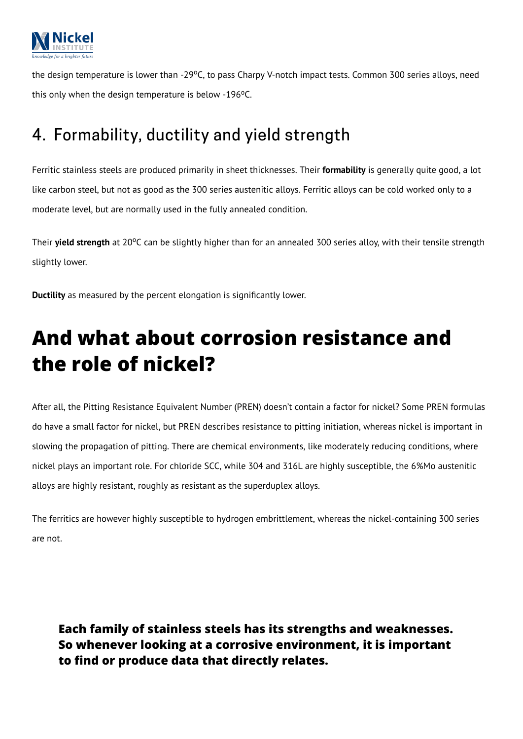the design temperature is lower than -29ºC, to pass Charpy V-notch impact tests. Common 300 series alloys, need this only when the design temperature is below -196ºC.

## 4. Formability, ductility and yield strength

Ferritic stainless steels are produced primarily in sheet thicknesses. Their **formability** is generally quite good, a lot like carbon steel, but not as good as the 300 series austenitic alloys. Ferritic alloys can be cold worked only to a moderate level, but are normally used in the fully annealed condition.

Their **yield strength** at 20ºC can be slightly higher than for an annealed 300 series alloy, with their tensile strength slightly lower.

**Ductility** as measured by the percent elongation is significantly lower.

# And what about corrosion resistance and the role of nickel?

After all, the Pitting Resistance Equivalent Number (PREN) doesn't contain a factor for nickel? Some PREN formulas do have a small factor for nickel, but PREN describes resistance to pitting initiation, whereas nickel is important in slowing the propagation of pitting. There are chemical environments, like moderately reducing conditions, where nickel plays an important role. For chloride SCC, while 304 and 316L are highly susceptible, the 6%Mo austenitic alloys are highly resistant, roughly as resistant as the superduplex alloys.

The ferritics are however highly susceptible to hydrogen embrittlement, whereas the nickel-containing 300 series are not.

**Each family of stainless steels has its strengths and weaknesses. So whenever looking at a corrosive environment, it is important to find or produce data that directly relates.**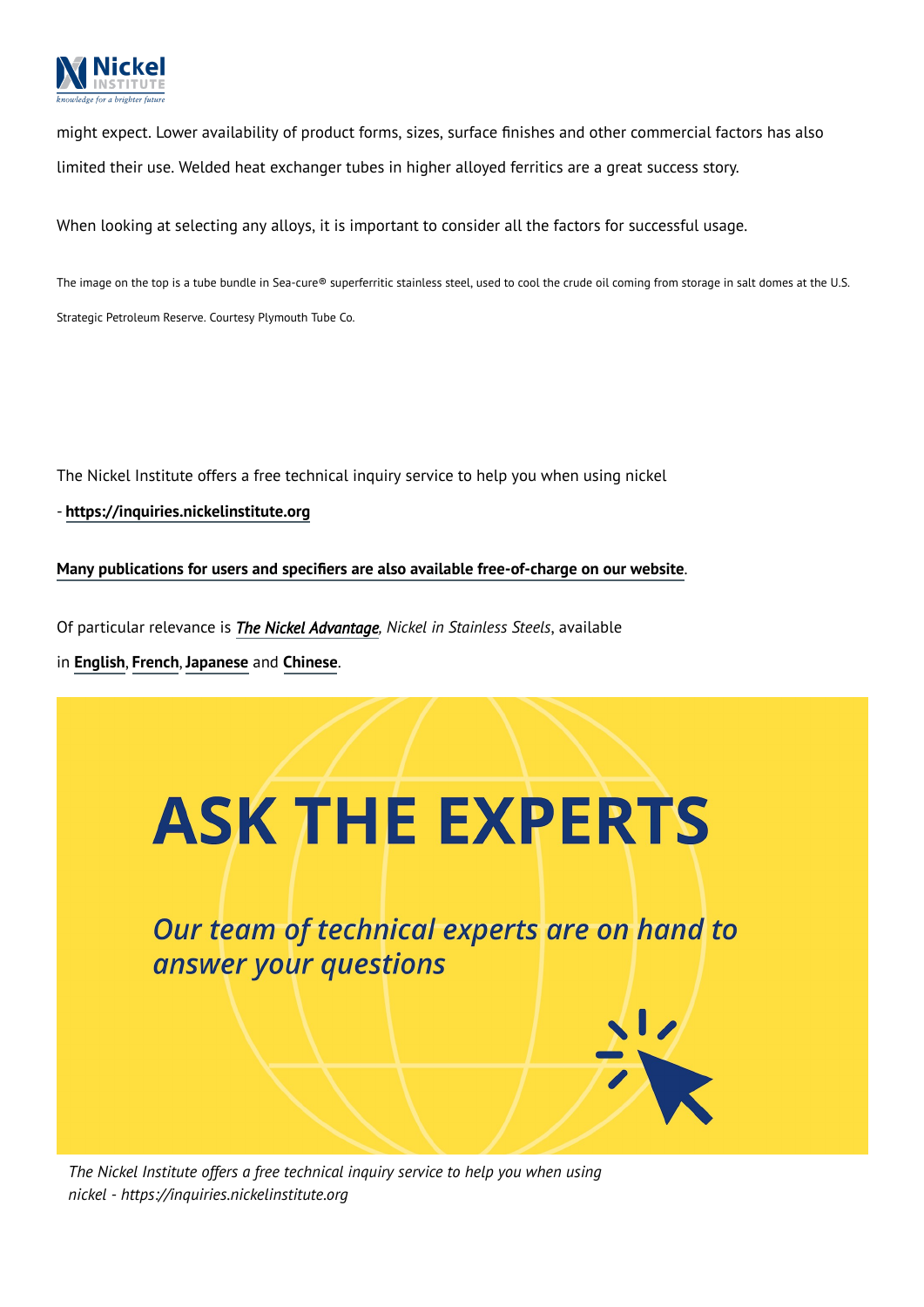might expect. Lower availability of product forms, sizes, surface finishes and other commercial factors has also limited their use. Welded heat exchanger tubes in higher alloyed ferritics are a great success story.

When looking at selecting any alloys, it is important to consider all the factors for successful usage.

The image on the top is a tube bundle in Sea-cure® superferritic stainless steel, used to cool the crude oil coming from storage in salt domes at the U.S. Strategic Petroleum Reserve. Courtesy Plymouth Tube Co.

The Nickel Institute offers a free technical inquiry service to help you when using nickel - **https://inquiries.nickelinstitute.org**

**Many publications for users and specifiers are also available free-of-charge on our website**.

Of particular relevance is ***The Nickel Advantage***, *Nickel in Stainless Steels*, available in **English**, **French**, **Japanese** and **Chinese**.

# ASK THE EXPERTS

*Our team of technical experts are on hand to answer your questions*

*The Nickel Institute offers a free technical inquiry service to help you when using nickel - https://inquiries.nickelinstitute.org*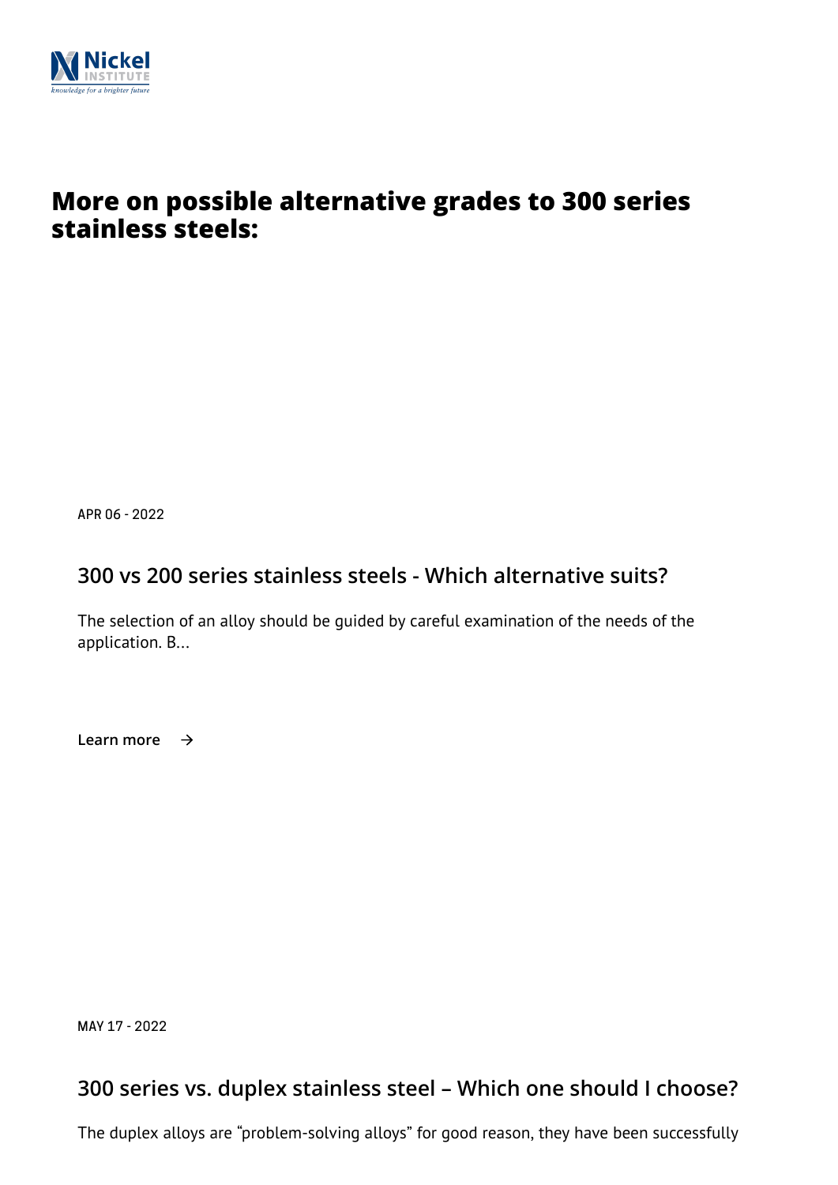# More on possible alternative grades to 300 series stainless steels:

APR 06 - 2022

## 300 vs 200 series stainless steels - Which alternative suits?

The selection of an alloy should be guided by careful examination of the needs of the application. B...

Learn more →

MAY 17 - 2022

## 300 series vs. duplex stainless steel – Which one should I choose?

The duplex alloys are "problem-solving alloys" for good reason, they have been successfully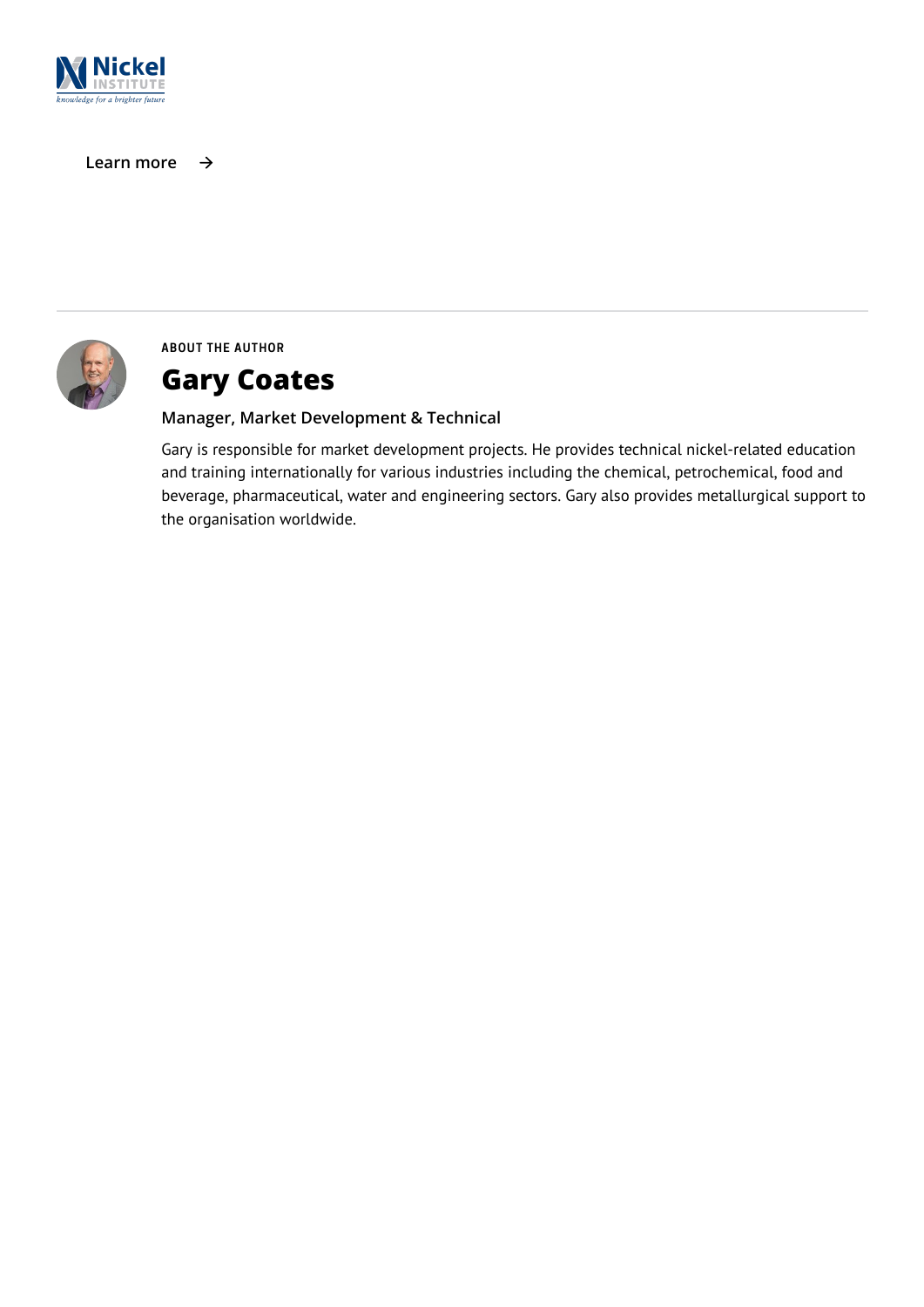Learn more →

ABOUT THE AUTHOR

## Gary Coates

**Manager, Market Development & Technical**

Gary is responsible for market development projects. He provides technical nickel-related education and training internationally for various industries including the chemical, petrochemical, food and beverage, pharmaceutical, water and engineering sectors. Gary also provides metallurgical support to the organisation worldwide.